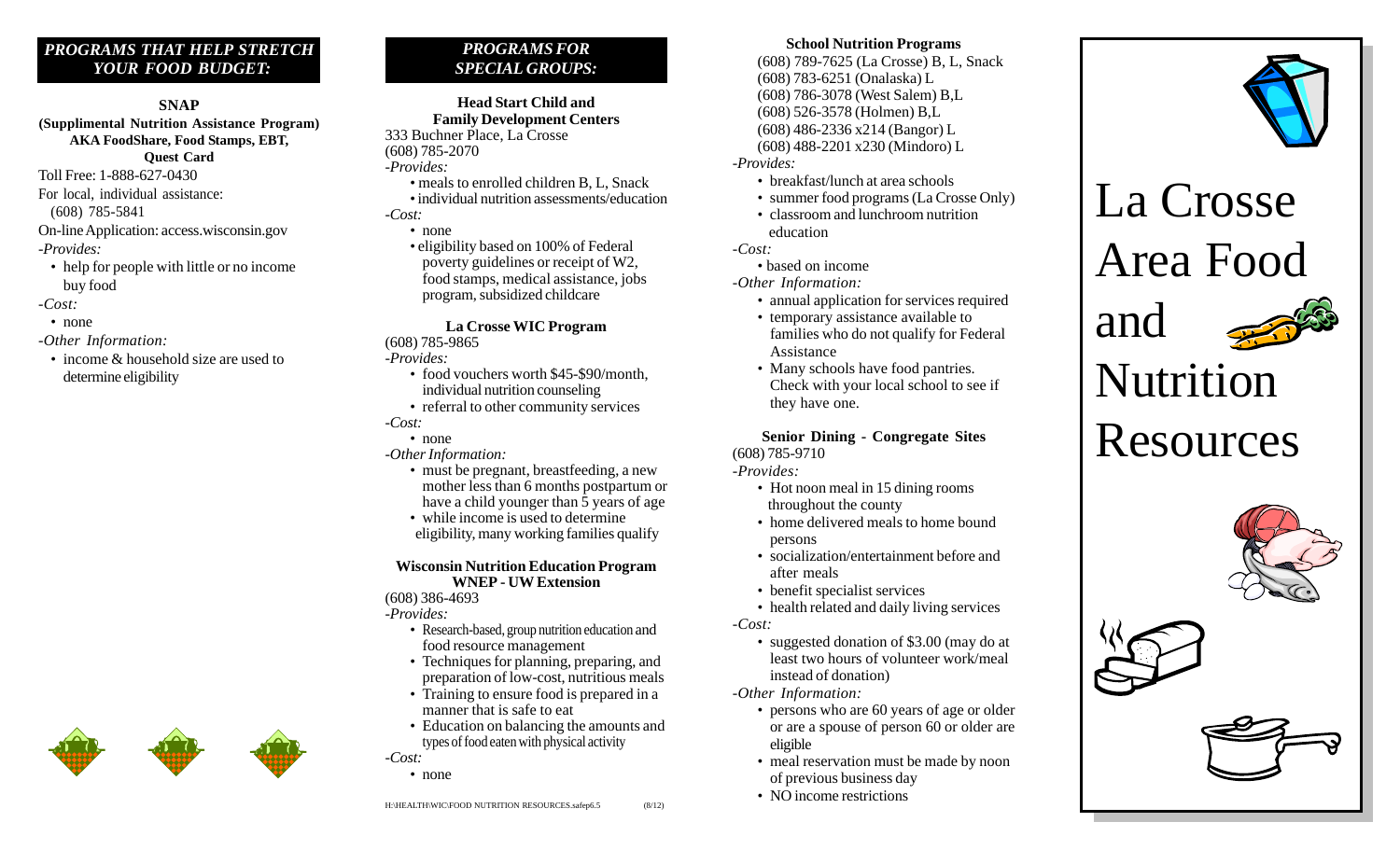## *PROGRAMS THAT HELP STRETCH YOUR FOOD BUDGET:*

### SNAP

**(Supplimental Nutrition Assistance Program) AKA FoodShare, Food Stamps, EBT, Quest Card**

Toll Free: 1-888-627-0430

For local, individual assistance:
(608) 785-5841

On-line Application: access.wisconsin.gov

*-Provides:*

- help for people with little or no income buy food

*-Cost:*

- none

*-Other Information:*

- income & household size are used to determine eligibility

## *PROGRAMS FOR SPECIAL GROUPS:*

### Head Start Child and Family Development Centers

333 Buchner Place, La Crosse
(608) 785-2070

*-Provides:*

- meals to enrolled children B, L, Snack
- individual nutrition assessments/education

*-Cost:*

- none
- eligibility based on 100% of Federal poverty guidelines or receipt of W2, food stamps, medical assistance, jobs program, subsidized childcare

### La Crosse WIC Program

(608) 785-9865

*-Provides:*

- food vouchers worth $45-$90/month, individual nutrition counseling
- referral to other community services

*-Cost:*

- none

*-Other Information:*

- must be pregnant, breastfeeding, a new mother less than 6 months postpartum or have a child younger than 5 years of age
- while income is used to determine eligibility, many working families qualify

### Wisconsin Nutrition Education Program WNEP - UW Extension

(608) 386-4693

*-Provides:*

- Research-based, group nutrition education and food resource management
- Techniques for planning, preparing, and preparation of low-cost, nutritious meals
- Training to ensure food is prepared in a manner that is safe to eat
- Education on balancing the amounts and types of food eaten with physical activity

*-Cost:*

- none

H:\HEALTH\WIC\FOOD NUTRITION RESOURCES.safep6.5 (8/12)

### School Nutrition Programs

(608) 789-7625 (La Crosse) B, L, Snack
(608) 783-6251 (Onalaska) L
(608) 786-3078 (West Salem) B,L
(608) 526-3578 (Holmen) B,L
(608) 486-2336 x214 (Bangor) L
(608) 488-2201 x230 (Mindoro) L

*-Provides:*

- breakfast/lunch at area schools
- summer food programs (La Crosse Only)
- classroom and lunchroom nutrition education

*-Cost:*

- based on income

*-Other Information:*

- annual application for services required
- temporary assistance available to families who do not qualify for Federal Assistance
- Many schools have food pantries. Check with your local school to see if they have one.

### Senior Dining - Congregate Sites

(608) 785-9710

*-Provides:*

- Hot noon meal in 15 dining rooms throughout the county
- home delivered meals to home bound persons
- socialization/entertainment before and after meals
- benefit specialist services
- health related and daily living services

*-Cost:*

- suggested donation of $3.00 (may do at least two hours of volunteer work/meal instead of donation)

*-Other Information:*

- persons who are 60 years of age or older or are a spouse of person 60 or older are eligible
- meal reservation must be made by noon of previous business day
- NO income restrictions

# La Crosse Area Food and Nutrition Resources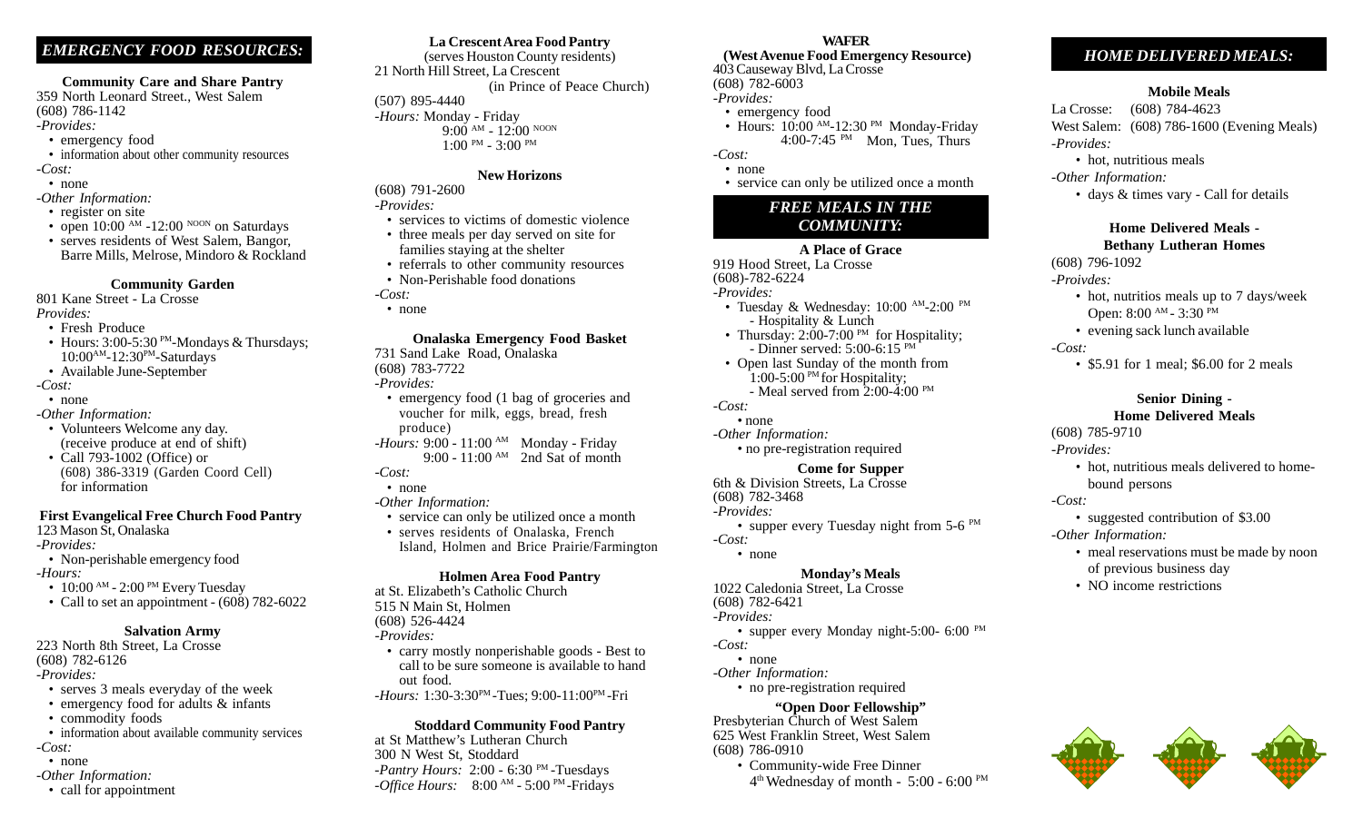## EMERGENCY FOOD RESOURCES:

### Community Care and Share Pantry

359 North Leonard Street., West Salem
(608) 786-1142

*-Provides:*
- emergency food
- information about other community resources

*-Cost:*
- none

*-Other Information:*
- register on site
- open 10:00 AM -12:00 NOON on Saturdays
- serves residents of West Salem, Bangor, Barre Mills, Melrose, Mindoro & Rockland

### Community Garden

801 Kane Street - La Crosse

*Provides:*
- Fresh Produce
- Hours: 3:00-5:30 PM-Mondays & Thursdays; 10:00AM-12:30PM-Saturdays
- Available June-September

*-Cost:*
- none

*-Other Information:*
- Volunteers Welcome any day. (receive produce at end of shift)
- Call 793-1002 (Office) or (608) 386-3319 (Garden Coord Cell) for information

### First Evangelical Free Church Food Pantry

123 Mason St, Onalaska

*-Provides:*
- Non-perishable emergency food

*-Hours:*
- 10:00 AM - 2:00 PM Every Tuesday
- Call to set an appointment - (608) 782-6022

### Salvation Army

223 North 8th Street, La Crosse
(608) 782-6126

*-Provides:*
- serves 3 meals everyday of the week
- emergency food for adults & infants
- commodity foods
- information about available community services

*-Cost:*
- none

*-Other Information:*
- call for appointment

### La Crescent Area Food Pantry

(serves Houston County residents)
21 North Hill Street, La Crescent
(in Prince of Peace Church)
(507) 895-4440

*-Hours:* Monday - Friday
9:00 AM - 12:00 NOON
1:00 PM - 3:00 PM

### New Horizons

(608) 791-2600

*-Provides:*
- services to victims of domestic violence
- three meals per day served on site for families staying at the shelter
- referrals to other community resources
- Non-Perishable food donations

*-Cost:*
- none

### Onalaska Emergency Food Basket

731 Sand Lake Road, Onalaska
(608) 783-7722

*-Provides:*
- emergency food (1 bag of groceries and voucher for milk, eggs, bread, fresh produce)

*-Hours:* 9:00 - 11:00 AM Monday - Friday
9:00 - 11:00 AM 2nd Sat of month

*-Cost:*
- none

*-Other Information:*
- service can only be utilized once a month
- serves residents of Onalaska, French Island, Holmen and Brice Prairie/Farmington

### Holmen Area Food Pantry

at St. Elizabeth's Catholic Church
515 N Main St, Holmen
(608) 526-4424

*-Provides:*
- carry mostly nonperishable goods - Best to call to be sure someone is available to hand out food.

*-Hours:* 1:30-3:30PM-Tues; 9:00-11:00PM-Fri

### Stoddard Community Food Pantry

at St Matthew's Lutheran Church
300 N West St, Stoddard

*-Pantry Hours:* 2:00 - 6:30 PM-Tuesdays
*-Office Hours:* 8:00 AM - 5:00 PM-Fridays

### WAFER (West Avenue Food Emergency Resource)

403 Causeway Blvd, La Crosse
(608) 782-6003

*-Provides:*
- emergency food
- Hours: 10:00 AM-12:30 PM Monday-Friday
  4:00-7:45 PM Mon, Tues, Thurs

*-Cost:*
- none
- service can only be utilized once a month

## FREE MEALS IN THE COMMUNITY:

### A Place of Grace

919 Hood Street, La Crosse
(608)-782-6224

*-Provides:*
- Tuesday & Wednesday: 10:00 AM-2:00 PM - Hospitality & Lunch
- Thursday: 2:00-7:00 PM for Hospitality; - Dinner served: 5:00-6:15 PM
- Open last Sunday of the month from 1:00-5:00 PM for Hospitality; - Meal served from 2:00-4:00 PM

*-Cost:*
- none

*-Other Information:*
- no pre-registration required

### Come for Supper

6th & Division Streets, La Crosse
(608) 782-3468

*-Provides:*
- supper every Tuesday night from 5-6 PM

*-Cost:*
- none

### Monday's Meals

1022 Caledonia Street, La Crosse
(608) 782-6421

*-Provides:*
- supper every Monday night-5:00- 6:00 PM

*-Cost:*
- none

*-Other Information:*
- no pre-registration required

### "Open Door Fellowship"

Presbyterian Church of West Salem
625 West Franklin Street, West Salem
(608) 786-0910
- Community-wide Free Dinner
  4th Wednesday of month - 5:00 - 6:00 PM

## HOME DELIVERED MEALS:

### Mobile Meals

La Crosse: (608) 784-4623
West Salem: (608) 786-1600 (Evening Meals)

*-Provides:*
- hot, nutritious meals

*-Other Information:*
- days & times vary - Call for details

### Home Delivered Meals - Bethany Lutheran Homes

(608) 796-1092

*-Proivdes:*
- hot, nutritios meals up to 7 days/week Open: 8:00 AM - 3:30 PM
- evening sack lunch available

*-Cost:*
- $5.91 for 1 meal; $6.00 for 2 meals

### Senior Dining - Home Delivered Meals

(608) 785-9710

*-Provides:*
- hot, nutritious meals delivered to home-bound persons

*-Cost:*
- suggested contribution of $3.00

*-Other Information:*
- meal reservations must be made by noon of previous business day
- NO income restrictions